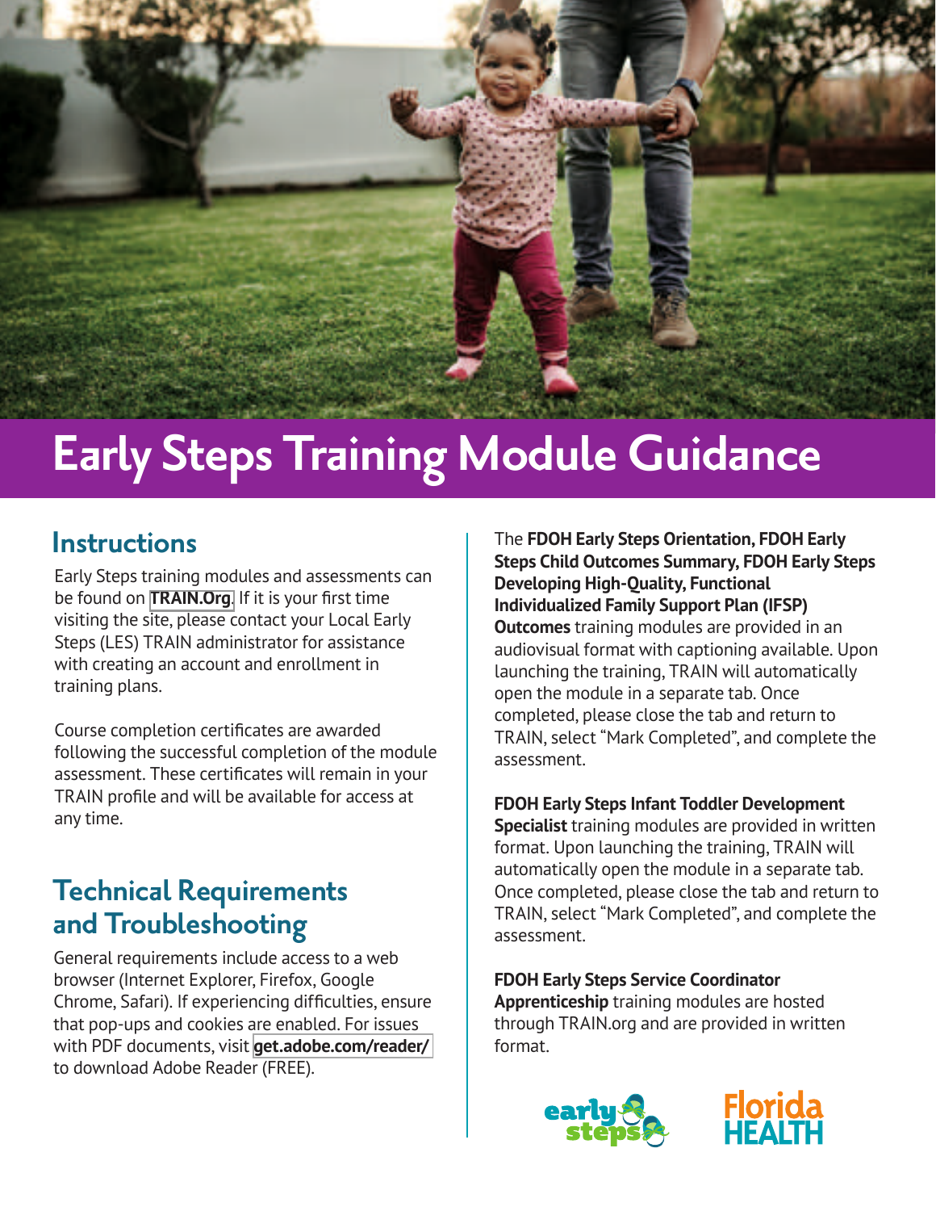# Early Steps Training Module Guidance

## Instructions

Early Steps training modules and assessments can be found on **TRAIN.Org**. If it is your first time visiting the site, please contact your Local Early Steps (LES) TRAIN administrator for assistance with creating an account and enrollment in training plans.

Course completion certificates are awarded following the successful completion of the module assessment. These certificates will remain in your TRAIN profile and will be available for access at any time.

## Technical Requirements and Troubleshooting

General requirements include access to a web browser (Internet Explorer, Firefox, Google Chrome, Safari). If experiencing difficulties, ensure that pop-ups and cookies are enabled. For issues with PDF documents, visit **get.adobe.com/reader/** to download Adobe Reader (FREE).

The **FDOH Early Steps Orientation, FDOH Early Steps Child Outcomes Summary, FDOH Early Steps Developing High-Quality, Functional Individualized Family Support Plan (IFSP) Outcomes** training modules are provided in an audiovisual format with captioning available. Upon launching the training, TRAIN will automatically open the module in a separate tab. Once completed, please close the tab and return to TRAIN, select "Mark Completed", and complete the assessment.

**FDOH Early Steps Infant Toddler Development Specialist** training modules are provided in written format. Upon launching the training, TRAIN will automatically open the module in a separate tab. Once completed, please close the tab and return to TRAIN, select "Mark Completed", and complete the assessment.

**FDOH Early Steps Service Coordinator Apprenticeship** training modules are hosted through TRAIN.org and are provided in written format.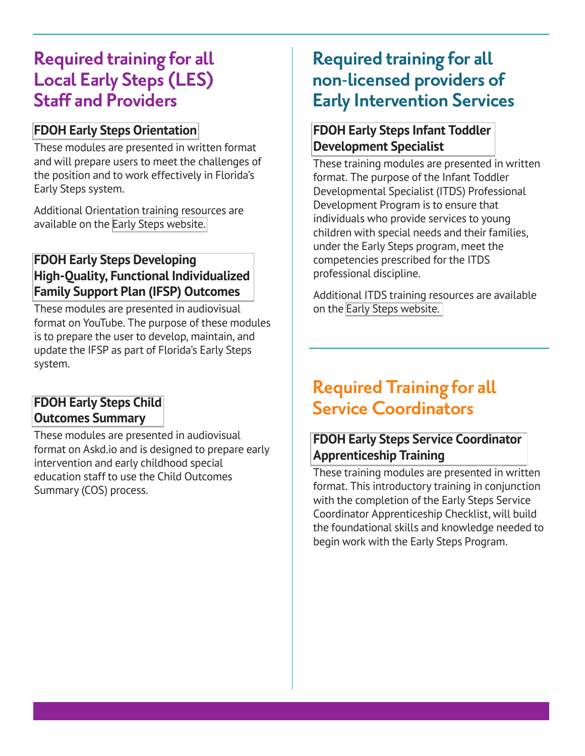## Required training for all Local Early Steps (LES) Staff and Providers

### FDOH Early Steps Orientation

These modules are presented in written format and will prepare users to meet the challenges of the position and to work effectively in Florida's Early Steps system.

Additional Orientation training resources are available on the Early Steps website.

### FDOH Early Steps Developing High-Quality, Functional Individualized Family Support Plan (IFSP) Outcomes

These modules are presented in audiovisual format on YouTube. The purpose of these modules is to prepare the user to develop, maintain, and update the IFSP as part of Florida's Early Steps system.

### FDOH Early Steps Child Outcomes Summary

These modules are presented in audiovisual format on Askd.io and is designed to prepare early intervention and early childhood special education staff to use the Child Outcomes Summary (COS) process.

## Required training for all non-licensed providers of Early Intervention Services

### FDOH Early Steps Infant Toddler Development Specialist

These training modules are presented in written format. The purpose of the Infant Toddler Developmental Specialist (ITDS) Professional Development Program is to ensure that individuals who provide services to young children with special needs and their families, under the Early Steps program, meet the competencies prescribed for the ITDS professional discipline.

Additional ITDS training resources are available on the Early Steps website.

## Required Training for all Service Coordinators

### FDOH Early Steps Service Coordinator Apprenticeship Training

These training modules are presented in written format. This introductory training in conjunction with the completion of the Early Steps Service Coordinator Apprenticeship Checklist, will build the foundational skills and knowledge needed to begin work with the Early Steps Program.